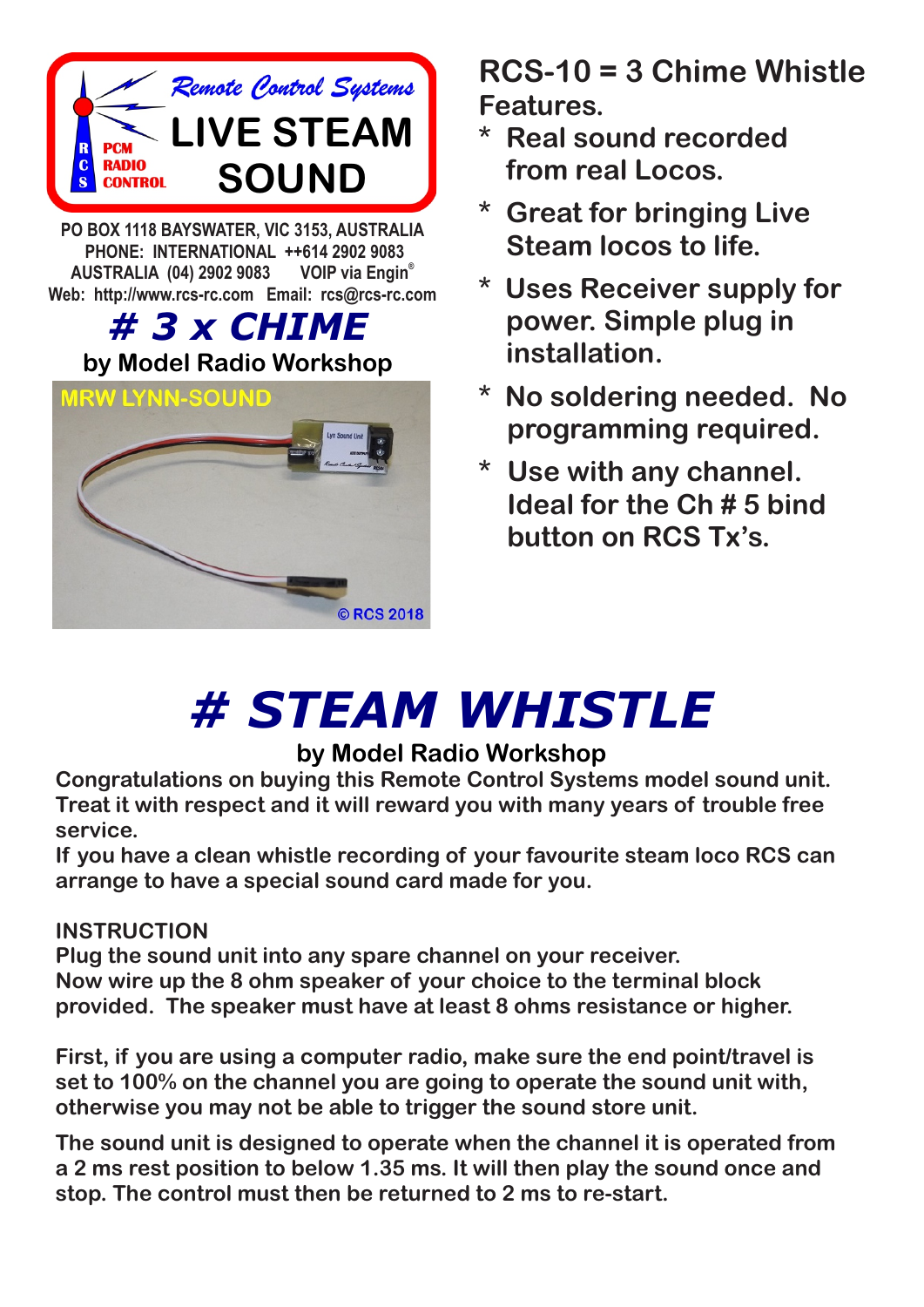Remote Control Systems

**LIVE STEAM SOUND**

RCS PCM RADIO CONTROL

PO BOX 1118 BAYSWATER, VIC 3153, AUSTRALIA
PHONE: INTERNATIONAL ++614 2902 9083
AUSTRALIA (04) 2902 9083 VOIP via Engin®
Web: http://www.rcs-rc.com Email: rcs@rcs-rc.com

# *# 3 x CHIME*

**by Model Radio Workshop**

MRW LYNN-SOUND

© RCS 2018

## RCS-10 = 3 Chime Whistle

**Features.**

* Real sound recorded from real Locos.
* Great for bringing Live Steam locos to life.
* Uses Receiver supply for power. Simple plug in installation.
* No soldering needed. No programming required.
* Use with any channel. Ideal for the Ch # 5 bind button on RCS Tx's.

# *# STEAM WHISTLE*

**by Model Radio Workshop**

**Congratulations on buying this Remote Control Systems model sound unit. Treat it with respect and it will reward you with many years of trouble free service.**
**If you have a clean whistle recording of your favourite steam loco RCS can arrange to have a special sound card made for you.**

**INSTRUCTION**
**Plug the sound unit into any spare channel on your receiver.**
**Now wire up the 8 ohm speaker of your choice to the terminal block provided. The speaker must have at least 8 ohms resistance or higher.**

**First, if you are using a computer radio, make sure the end point/travel is set to 100% on the channel you are going to operate the sound unit with, otherwise you may not be able to trigger the sound store unit.**

**The sound unit is designed to operate when the channel it is operated from a 2 ms rest position to below 1.35 ms. It will then play the sound once and stop. The control must then be returned to 2 ms to re-start.**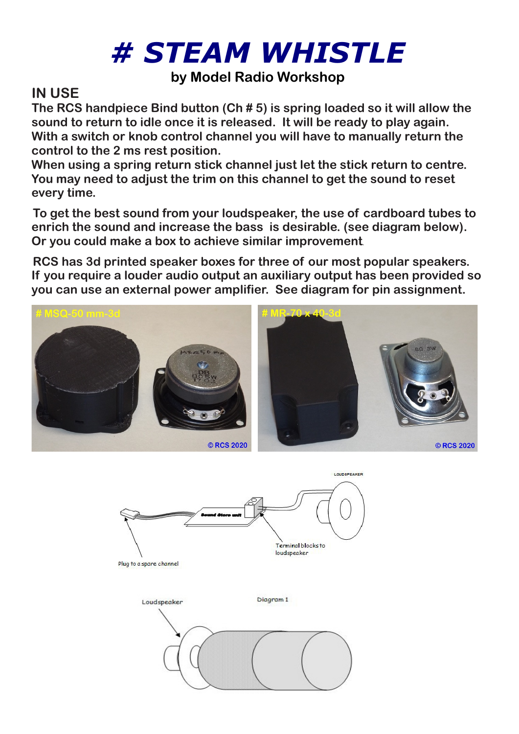# # STEAM WHISTLE

**by Model Radio Workshop**

## IN USE

**The RCS handpiece Bind button (Ch # 5) is spring loaded so it will allow the sound to return to idle once it is released. It will be ready to play again. With a switch or knob control channel you will have to manually return the control to the 2 ms rest position.**
**When using a spring return stick channel just let the stick return to centre. You may need to adjust the trim on this channel to get the sound to reset every time.**

**To get the best sound from your loudspeaker, the use of cardboard tubes to enrich the sound and increase the bass is desirable. (see diagram below). Or you could make a box to achieve similar improvement.**

**RCS has 3d printed speaker boxes for three of our most popular speakers. If you require a louder audio output an auxiliary output has been provided so you can use an external power amplifier. See diagram for pin assignment.**

# MSQ-50 mm-3d

© RCS 2020

# MR-70 x 40-3d

© RCS 2020

LOUDSPEAKER

Sound Store unit

Terminal blocks to loudspeaker

Plug to a spare channel

Loudspeaker

Diagram 1